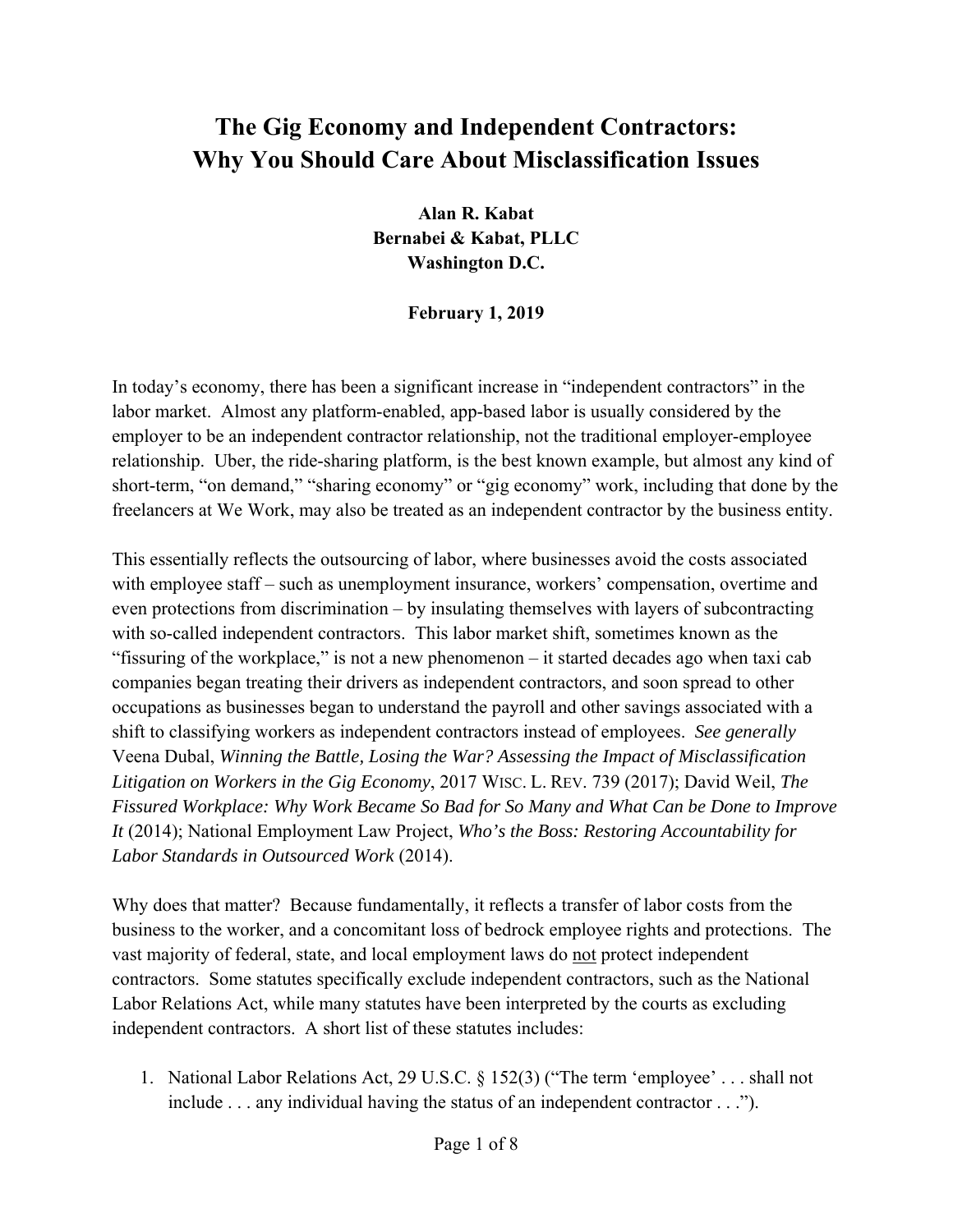# The Gig Economy and Independent Contractors: Why You Should Care About Misclassification Issues

**Alan R. Kabat**
**Bernabei & Kabat, PLLC**
**Washington D.C.**

**February 1, 2019**

In today's economy, there has been a significant increase in "independent contractors" in the labor market. Almost any platform-enabled, app-based labor is usually considered by the employer to be an independent contractor relationship, not the traditional employer-employee relationship. Uber, the ride-sharing platform, is the best known example, but almost any kind of short-term, "on demand," "sharing economy" or "gig economy" work, including that done by the freelancers at We Work, may also be treated as an independent contractor by the business entity.

This essentially reflects the outsourcing of labor, where businesses avoid the costs associated with employee staff – such as unemployment insurance, workers' compensation, overtime and even protections from discrimination – by insulating themselves with layers of subcontracting with so-called independent contractors. This labor market shift, sometimes known as the "fissuring of the workplace," is not a new phenomenon – it started decades ago when taxi cab companies began treating their drivers as independent contractors, and soon spread to other occupations as businesses began to understand the payroll and other savings associated with a shift to classifying workers as independent contractors instead of employees. *See generally* Veena Dubal, *Winning the Battle, Losing the War? Assessing the Impact of Misclassification Litigation on Workers in the Gig Economy*, 2017 WISC. L. REV. 739 (2017); David Weil, *The Fissured Workplace: Why Work Became So Bad for So Many and What Can be Done to Improve It* (2014); National Employment Law Project, *Who's the Boss: Restoring Accountability for Labor Standards in Outsourced Work* (2014).

Why does that matter? Because fundamentally, it reflects a transfer of labor costs from the business to the worker, and a concomitant loss of bedrock employee rights and protections. The vast majority of federal, state, and local employment laws do <u>not</u> protect independent contractors. Some statutes specifically exclude independent contractors, such as the National Labor Relations Act, while many statutes have been interpreted by the courts as excluding independent contractors. A short list of these statutes includes:

1. National Labor Relations Act, 29 U.S.C. § 152(3) ("The term 'employee' . . . shall not include . . . any individual having the status of an independent contractor . . .").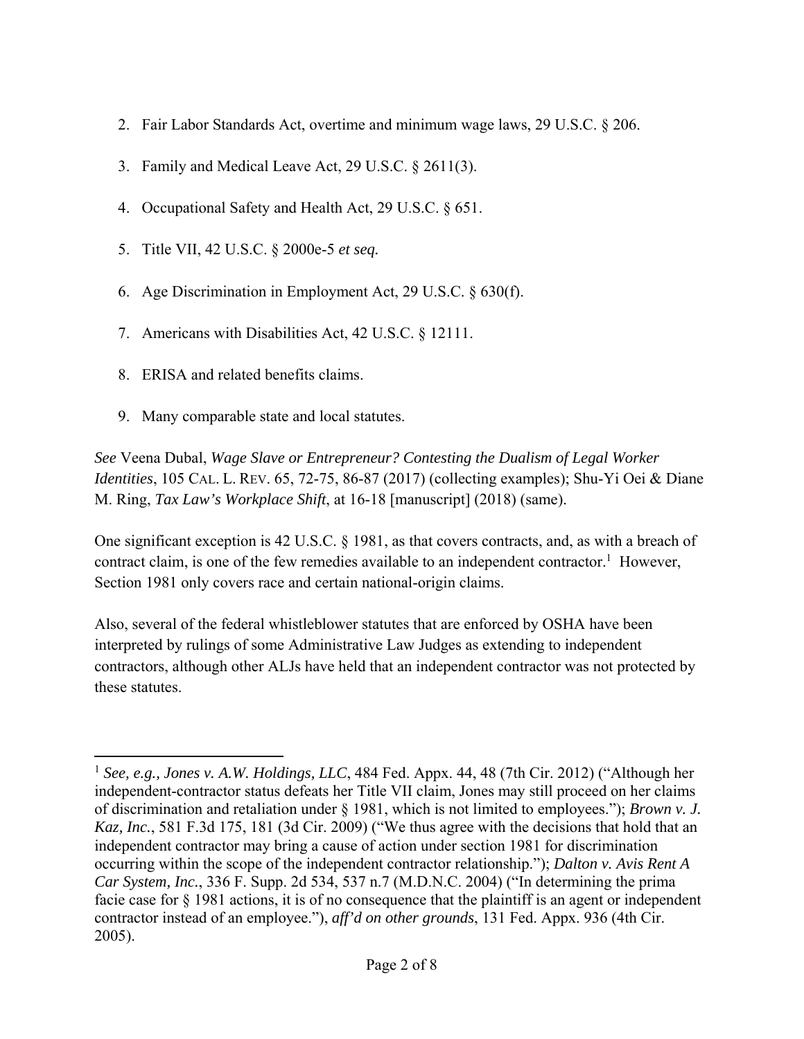2. Fair Labor Standards Act, overtime and minimum wage laws, 29 U.S.C. § 206.

3. Family and Medical Leave Act, 29 U.S.C. § 2611(3).

4. Occupational Safety and Health Act, 29 U.S.C. § 651.

5. Title VII, 42 U.S.C. § 2000e-5 *et seq.*

6. Age Discrimination in Employment Act, 29 U.S.C. § 630(f).

7. Americans with Disabilities Act, 42 U.S.C. § 12111.

8. ERISA and related benefits claims.

9. Many comparable state and local statutes.

*See* Veena Dubal, *Wage Slave or Entrepreneur? Contesting the Dualism of Legal Worker Identities*, 105 CAL. L. REV. 65, 72-75, 86-87 (2017) (collecting examples); Shu-Yi Oei & Diane M. Ring, *Tax Law's Workplace Shift*, at 16-18 [manuscript] (2018) (same).

One significant exception is 42 U.S.C. § 1981, as that covers contracts, and, as with a breach of contract claim, is one of the few remedies available to an independent contractor.[1] However, Section 1981 only covers race and certain national-origin claims.

Also, several of the federal whistleblower statutes that are enforced by OSHA have been interpreted by rulings of some Administrative Law Judges as extending to independent contractors, although other ALJs have held that an independent contractor was not protected by these statutes.

---

[1] *See, e.g., Jones v. A.W. Holdings, LLC*, 484 Fed. Appx. 44, 48 (7th Cir. 2012) ("Although her independent-contractor status defeats her Title VII claim, Jones may still proceed on her claims of discrimination and retaliation under § 1981, which is not limited to employees."); *Brown v. J. Kaz, Inc.*, 581 F.3d 175, 181 (3d Cir. 2009) ("We thus agree with the decisions that hold that an independent contractor may bring a cause of action under section 1981 for discrimination occurring within the scope of the independent contractor relationship."); *Dalton v. Avis Rent A Car System, Inc.*, 336 F. Supp. 2d 534, 537 n.7 (M.D.N.C. 2004) ("In determining the prima facie case for § 1981 actions, it is of no consequence that the plaintiff is an agent or independent contractor instead of an employee."), *aff'd on other grounds*, 131 Fed. Appx. 936 (4th Cir. 2005).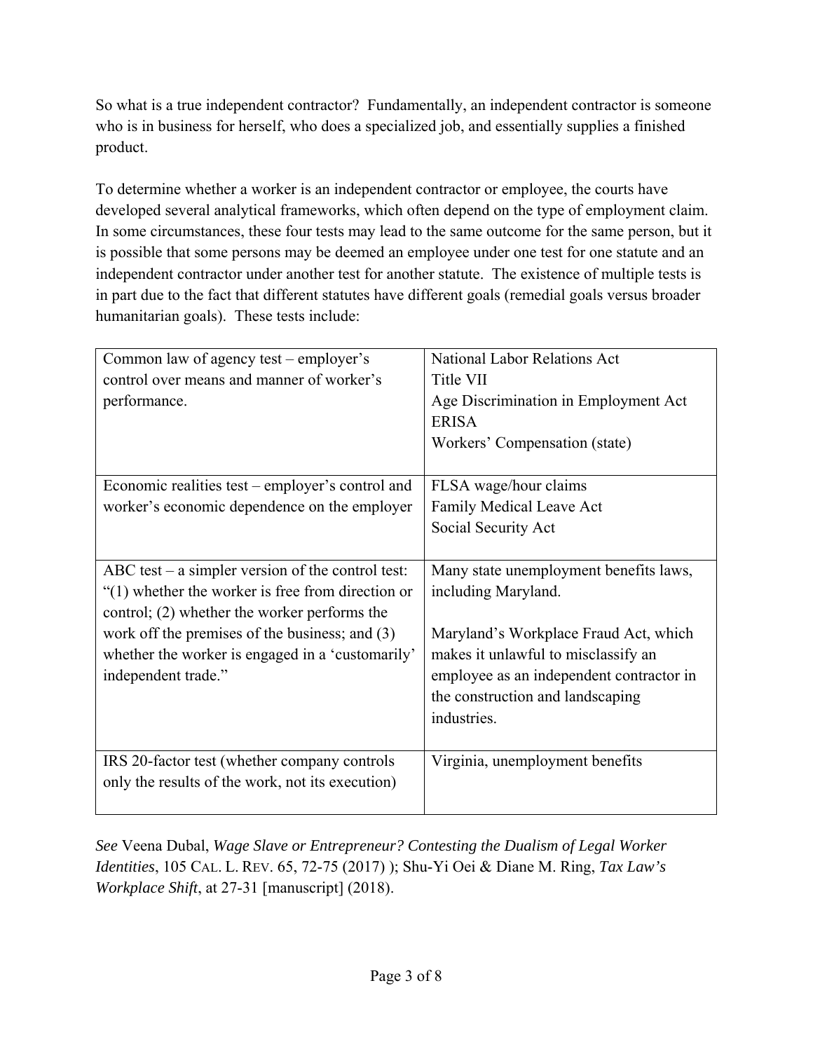So what is a true independent contractor? Fundamentally, an independent contractor is someone who is in business for herself, who does a specialized job, and essentially supplies a finished product.

To determine whether a worker is an independent contractor or employee, the courts have developed several analytical frameworks, which often depend on the type of employment claim. In some circumstances, these four tests may lead to the same outcome for the same person, but it is possible that some persons may be deemed an employee under one test for one statute and an independent contractor under another test for another statute. The existence of multiple tests is in part due to the fact that different statutes have different goals (remedial goals versus broader humanitarian goals). These tests include:

| | |
|---|---|
| Common law of agency test – employer's control over means and manner of worker's performance. | National Labor Relations Act<br>Title VII<br>Age Discrimination in Employment Act<br>ERISA<br>Workers' Compensation (state) |
| Economic realities test – employer's control and worker's economic dependence on the employer | FLSA wage/hour claims<br>Family Medical Leave Act<br>Social Security Act |
| ABC test – a simpler version of the control test: "(1) whether the worker is free from direction or control; (2) whether the worker performs the work off the premises of the business; and (3) whether the worker is engaged in a 'customarily' independent trade." | Many state unemployment benefits laws, including Maryland.<br><br>Maryland's Workplace Fraud Act, which makes it unlawful to misclassify an employee as an independent contractor in the construction and landscaping industries. |
| IRS 20-factor test (whether company controls only the results of the work, not its execution) | Virginia, unemployment benefits |

*See* Veena Dubal, *Wage Slave or Entrepreneur? Contesting the Dualism of Legal Worker Identities*, 105 CAL. L. REV. 65, 72-75 (2017) ); Shu-Yi Oei & Diane M. Ring, *Tax Law's Workplace Shift*, at 27-31 [manuscript] (2018).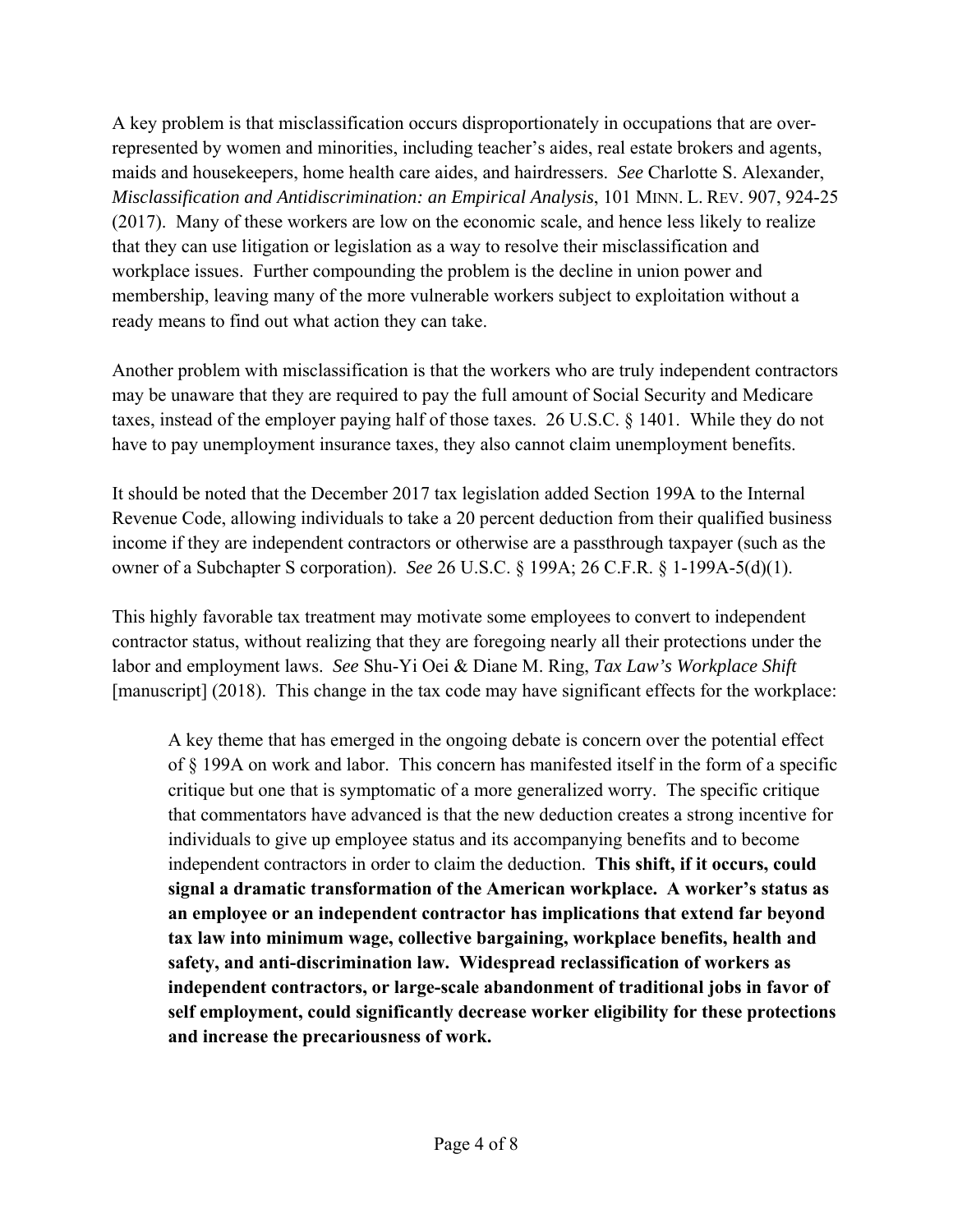A key problem is that misclassification occurs disproportionately in occupations that are over-represented by women and minorities, including teacher's aides, real estate brokers and agents, maids and housekeepers, home health care aides, and hairdressers. *See* Charlotte S. Alexander, *Misclassification and Antidiscrimination: an Empirical Analysis*, 101 MINN. L. REV. 907, 924-25 (2017). Many of these workers are low on the economic scale, and hence less likely to realize that they can use litigation or legislation as a way to resolve their misclassification and workplace issues. Further compounding the problem is the decline in union power and membership, leaving many of the more vulnerable workers subject to exploitation without a ready means to find out what action they can take.

Another problem with misclassification is that the workers who are truly independent contractors may be unaware that they are required to pay the full amount of Social Security and Medicare taxes, instead of the employer paying half of those taxes. 26 U.S.C. § 1401. While they do not have to pay unemployment insurance taxes, they also cannot claim unemployment benefits.

It should be noted that the December 2017 tax legislation added Section 199A to the Internal Revenue Code, allowing individuals to take a 20 percent deduction from their qualified business income if they are independent contractors or otherwise are a passthrough taxpayer (such as the owner of a Subchapter S corporation). *See* 26 U.S.C. § 199A; 26 C.F.R. § 1-199A-5(d)(1).

This highly favorable tax treatment may motivate some employees to convert to independent contractor status, without realizing that they are foregoing nearly all their protections under the labor and employment laws. *See* Shu-Yi Oei & Diane M. Ring, *Tax Law's Workplace Shift* [manuscript] (2018). This change in the tax code may have significant effects for the workplace:

> A key theme that has emerged in the ongoing debate is concern over the potential effect of § 199A on work and labor. This concern has manifested itself in the form of a specific critique but one that is symptomatic of a more generalized worry. The specific critique that commentators have advanced is that the new deduction creates a strong incentive for individuals to give up employee status and its accompanying benefits and to become independent contractors in order to claim the deduction. **This shift, if it occurs, could signal a dramatic transformation of the American workplace. A worker's status as an employee or an independent contractor has implications that extend far beyond tax law into minimum wage, collective bargaining, workplace benefits, health and safety, and anti-discrimination law. Widespread reclassification of workers as independent contractors, or large-scale abandonment of traditional jobs in favor of self employment, could significantly decrease worker eligibility for these protections and increase the precariousness of work.**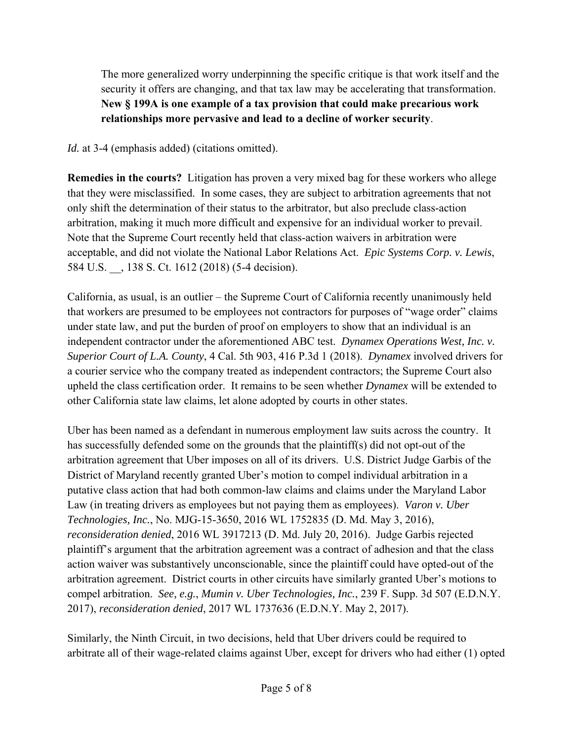> The more generalized worry underpinning the specific critique is that work itself and the security it offers are changing, and that tax law may be accelerating that transformation. **New § 199A is one example of a tax provision that could make precarious work relationships more pervasive and lead to a decline of worker security**.

*Id.* at 3-4 (emphasis added) (citations omitted).

**Remedies in the courts?** Litigation has proven a very mixed bag for these workers who allege that they were misclassified. In some cases, they are subject to arbitration agreements that not only shift the determination of their status to the arbitrator, but also preclude class-action arbitration, making it much more difficult and expensive for an individual worker to prevail. Note that the Supreme Court recently held that class-action waivers in arbitration were acceptable, and did not violate the National Labor Relations Act. *Epic Systems Corp. v. Lewis*, 584 U.S. __, 138 S. Ct. 1612 (2018) (5-4 decision).

California, as usual, is an outlier – the Supreme Court of California recently unanimously held that workers are presumed to be employees not contractors for purposes of "wage order" claims under state law, and put the burden of proof on employers to show that an individual is an independent contractor under the aforementioned ABC test. *Dynamex Operations West, Inc. v. Superior Court of L.A. County*, 4 Cal. 5th 903, 416 P.3d 1 (2018). *Dynamex* involved drivers for a courier service who the company treated as independent contractors; the Supreme Court also upheld the class certification order. It remains to be seen whether *Dynamex* will be extended to other California state law claims, let alone adopted by courts in other states.

Uber has been named as a defendant in numerous employment law suits across the country. It has successfully defended some on the grounds that the plaintiff(s) did not opt-out of the arbitration agreement that Uber imposes on all of its drivers. U.S. District Judge Garbis of the District of Maryland recently granted Uber's motion to compel individual arbitration in a putative class action that had both common-law claims and claims under the Maryland Labor Law (in treating drivers as employees but not paying them as employees). *Varon v. Uber Technologies, Inc.*, No. MJG-15-3650, 2016 WL 1752835 (D. Md. May 3, 2016), *reconsideration denied*, 2016 WL 3917213 (D. Md. July 20, 2016). Judge Garbis rejected plaintiff's argument that the arbitration agreement was a contract of adhesion and that the class action waiver was substantively unconscionable, since the plaintiff could have opted-out of the arbitration agreement. District courts in other circuits have similarly granted Uber's motions to compel arbitration. *See, e.g.*, *Mumin v. Uber Technologies, Inc.*, 239 F. Supp. 3d 507 (E.D.N.Y. 2017), *reconsideration denied*, 2017 WL 1737636 (E.D.N.Y. May 2, 2017).

Similarly, the Ninth Circuit, in two decisions, held that Uber drivers could be required to arbitrate all of their wage-related claims against Uber, except for drivers who had either (1) opted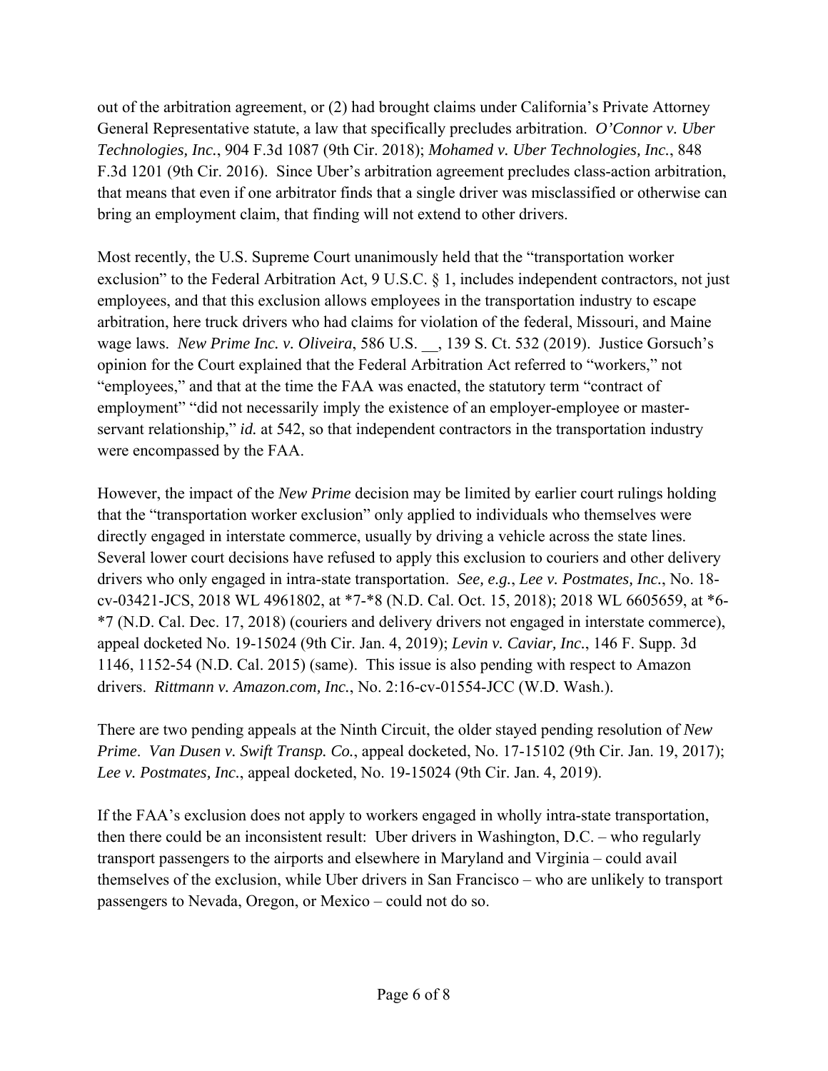out of the arbitration agreement, or (2) had brought claims under California's Private Attorney General Representative statute, a law that specifically precludes arbitration. *O'Connor v. Uber Technologies, Inc.*, 904 F.3d 1087 (9th Cir. 2018); *Mohamed v. Uber Technologies, Inc.*, 848 F.3d 1201 (9th Cir. 2016). Since Uber's arbitration agreement precludes class-action arbitration, that means that even if one arbitrator finds that a single driver was misclassified or otherwise can bring an employment claim, that finding will not extend to other drivers.

Most recently, the U.S. Supreme Court unanimously held that the "transportation worker exclusion" to the Federal Arbitration Act, 9 U.S.C. § 1, includes independent contractors, not just employees, and that this exclusion allows employees in the transportation industry to escape arbitration, here truck drivers who had claims for violation of the federal, Missouri, and Maine wage laws. *New Prime Inc. v. Oliveira*, 586 U.S. __, 139 S. Ct. 532 (2019). Justice Gorsuch's opinion for the Court explained that the Federal Arbitration Act referred to "workers," not "employees," and that at the time the FAA was enacted, the statutory term "contract of employment" "did not necessarily imply the existence of an employer-employee or master-servant relationship," *id.* at 542, so that independent contractors in the transportation industry were encompassed by the FAA.

However, the impact of the *New Prime* decision may be limited by earlier court rulings holding that the "transportation worker exclusion" only applied to individuals who themselves were directly engaged in interstate commerce, usually by driving a vehicle across the state lines. Several lower court decisions have refused to apply this exclusion to couriers and other delivery drivers who only engaged in intra-state transportation. *See, e.g.*, *Lee v. Postmates, Inc.*, No. 18-cv-03421-JCS, 2018 WL 4961802, at *7-*8 (N.D. Cal. Oct. 15, 2018); 2018 WL 6605659, at *6-*7 (N.D. Cal. Dec. 17, 2018) (couriers and delivery drivers not engaged in interstate commerce), appeal docketed No. 19-15024 (9th Cir. Jan. 4, 2019); *Levin v. Caviar, Inc.*, 146 F. Supp. 3d 1146, 1152-54 (N.D. Cal. 2015) (same). This issue is also pending with respect to Amazon drivers. *Rittmann v. Amazon.com, Inc.*, No. 2:16-cv-01554-JCC (W.D. Wash.).

There are two pending appeals at the Ninth Circuit, the older stayed pending resolution of *New Prime*. *Van Dusen v. Swift Transp. Co.*, appeal docketed, No. 17-15102 (9th Cir. Jan. 19, 2017); *Lee v. Postmates, Inc.*, appeal docketed, No. 19-15024 (9th Cir. Jan. 4, 2019).

If the FAA's exclusion does not apply to workers engaged in wholly intra-state transportation, then there could be an inconsistent result: Uber drivers in Washington, D.C. – who regularly transport passengers to the airports and elsewhere in Maryland and Virginia – could avail themselves of the exclusion, while Uber drivers in San Francisco – who are unlikely to transport passengers to Nevada, Oregon, or Mexico – could not do so.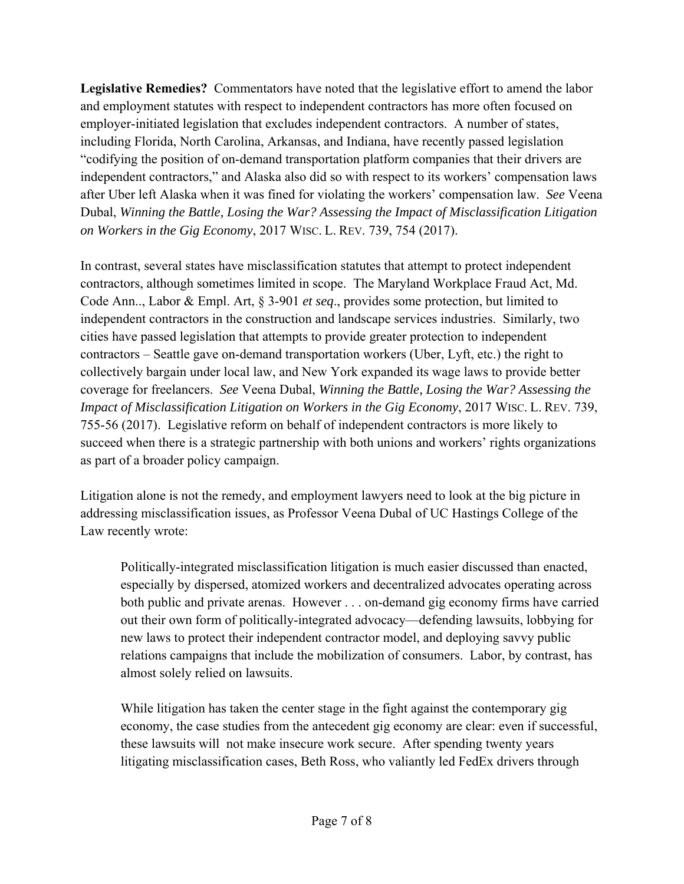**Legislative Remedies?** Commentators have noted that the legislative effort to amend the labor and employment statutes with respect to independent contractors has more often focused on employer-initiated legislation that excludes independent contractors. A number of states, including Florida, North Carolina, Arkansas, and Indiana, have recently passed legislation "codifying the position of on-demand transportation platform companies that their drivers are independent contractors," and Alaska also did so with respect to its workers' compensation laws after Uber left Alaska when it was fined for violating the workers' compensation law. *See* Veena Dubal, *Winning the Battle, Losing the War? Assessing the Impact of Misclassification Litigation on Workers in the Gig Economy*, 2017 WISC. L. REV. 739, 754 (2017).

In contrast, several states have misclassification statutes that attempt to protect independent contractors, although sometimes limited in scope. The Maryland Workplace Fraud Act, Md. Code Ann.., Labor & Empl. Art, § 3-901 *et seq*., provides some protection, but limited to independent contractors in the construction and landscape services industries. Similarly, two cities have passed legislation that attempts to provide greater protection to independent contractors – Seattle gave on-demand transportation workers (Uber, Lyft, etc.) the right to collectively bargain under local law, and New York expanded its wage laws to provide better coverage for freelancers. *See* Veena Dubal, *Winning the Battle, Losing the War? Assessing the Impact of Misclassification Litigation on Workers in the Gig Economy*, 2017 WISC. L. REV. 739, 755-56 (2017). Legislative reform on behalf of independent contractors is more likely to succeed when there is a strategic partnership with both unions and workers' rights organizations as part of a broader policy campaign.

Litigation alone is not the remedy, and employment lawyers need to look at the big picture in addressing misclassification issues, as Professor Veena Dubal of UC Hastings College of the Law recently wrote:

> Politically-integrated misclassification litigation is much easier discussed than enacted, especially by dispersed, atomized workers and decentralized advocates operating across both public and private arenas. However . . . on-demand gig economy firms have carried out their own form of politically-integrated advocacy—defending lawsuits, lobbying for new laws to protect their independent contractor model, and deploying savvy public relations campaigns that include the mobilization of consumers. Labor, by contrast, has almost solely relied on lawsuits.
>
> While litigation has taken the center stage in the fight against the contemporary gig economy, the case studies from the antecedent gig economy are clear: even if successful, these lawsuits will not make insecure work secure. After spending twenty years litigating misclassification cases, Beth Ross, who valiantly led FedEx drivers through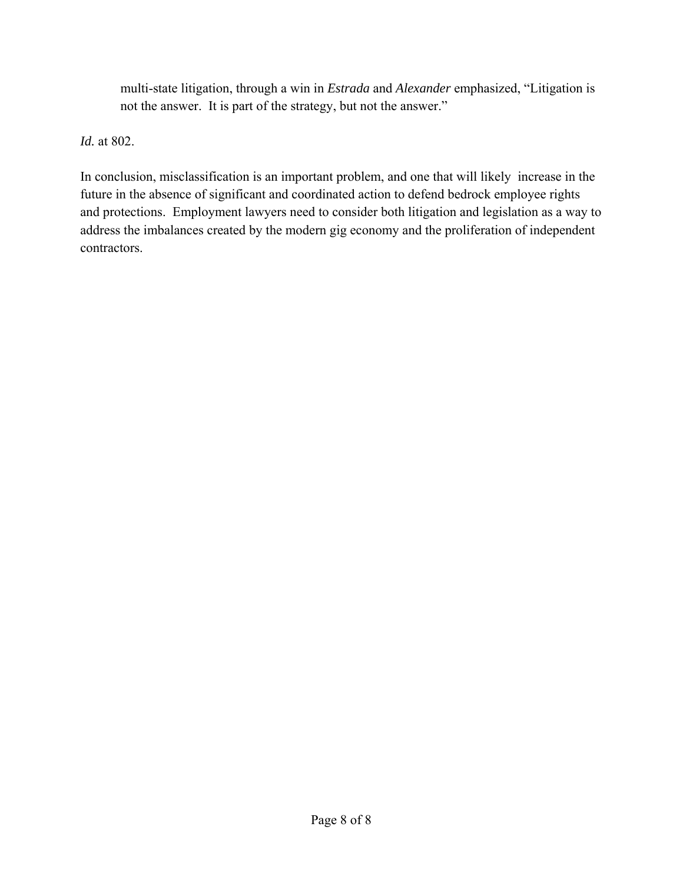> multi-state litigation, through a win in *Estrada* and *Alexander* emphasized, "Litigation is not the answer. It is part of the strategy, but not the answer."

*Id.* at 802.

In conclusion, misclassification is an important problem, and one that will likely increase in the future in the absence of significant and coordinated action to defend bedrock employee rights and protections. Employment lawyers need to consider both litigation and legislation as a way to address the imbalances created by the modern gig economy and the proliferation of independent contractors.